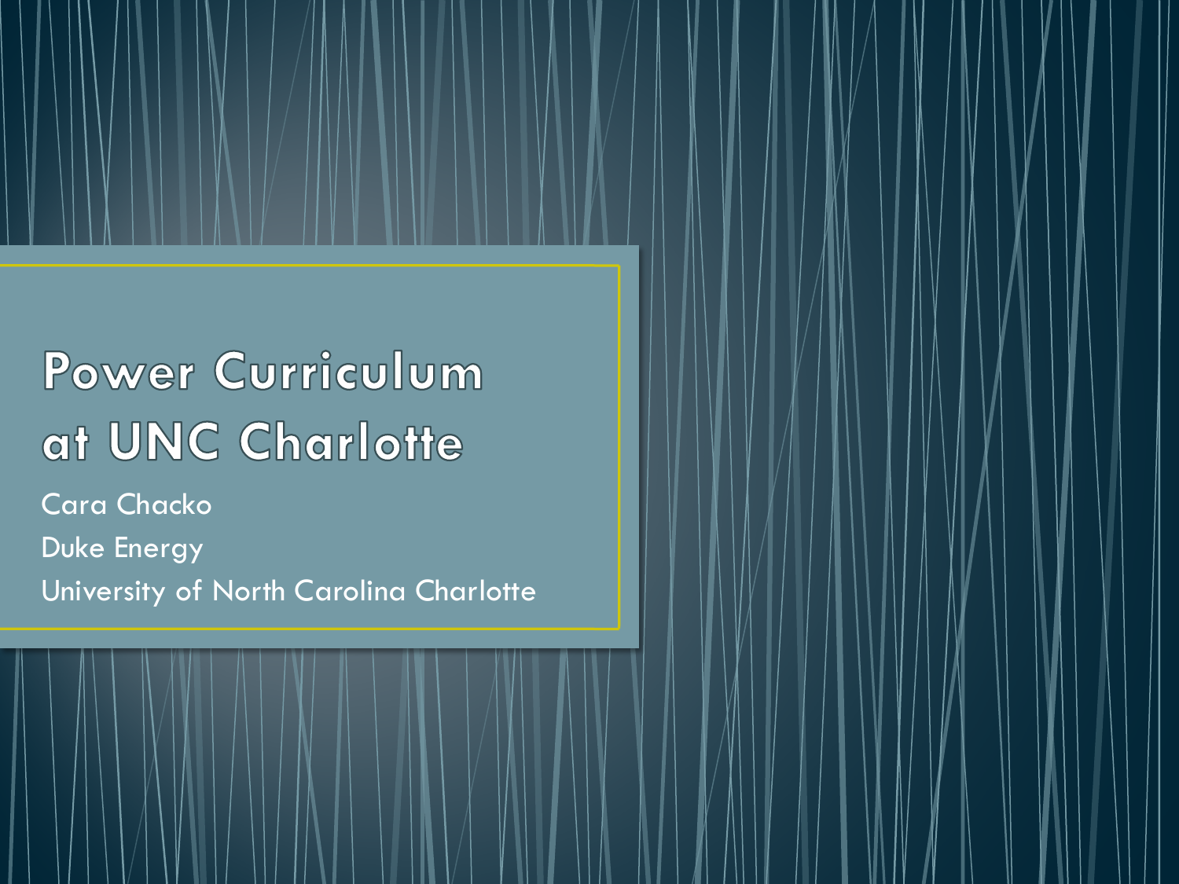# Power Curriculum at UNC Charlotte

Cara Chacko

Duke Energy

University of North Carolina Charlotte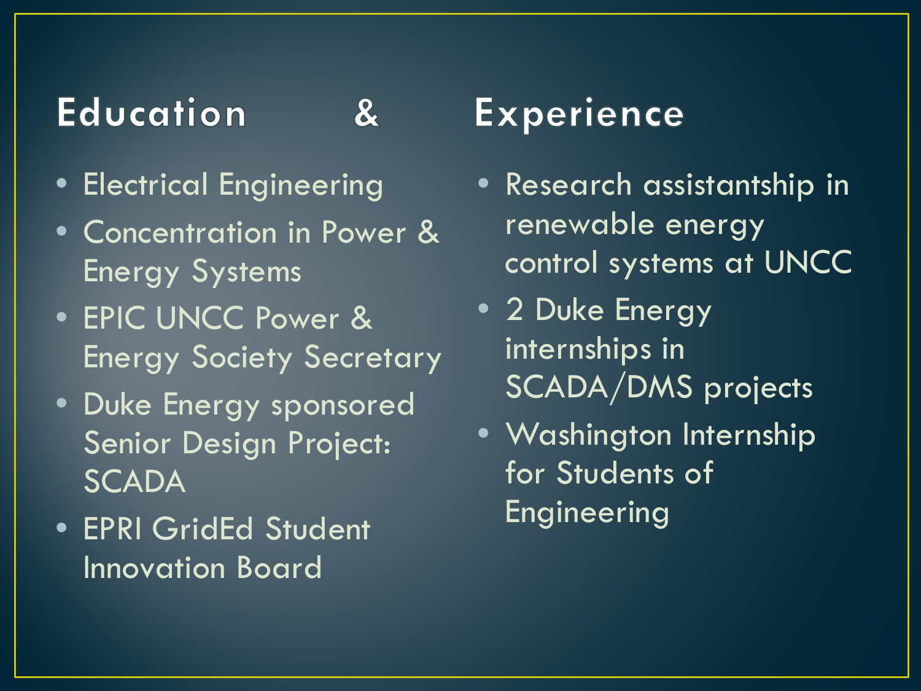# Education & Experience

- Electrical Engineering
- Concentration in Power & Energy Systems
- EPIC UNCC Power & Energy Society Secretary
- Duke Energy sponsored Senior Design Project: SCADA
- EPRI GridEd Student Innovation Board

- Research assistantship in renewable energy control systems at UNCC
- 2 Duke Energy internships in SCADA/DMS projects
- Washington Internship for Students of Engineering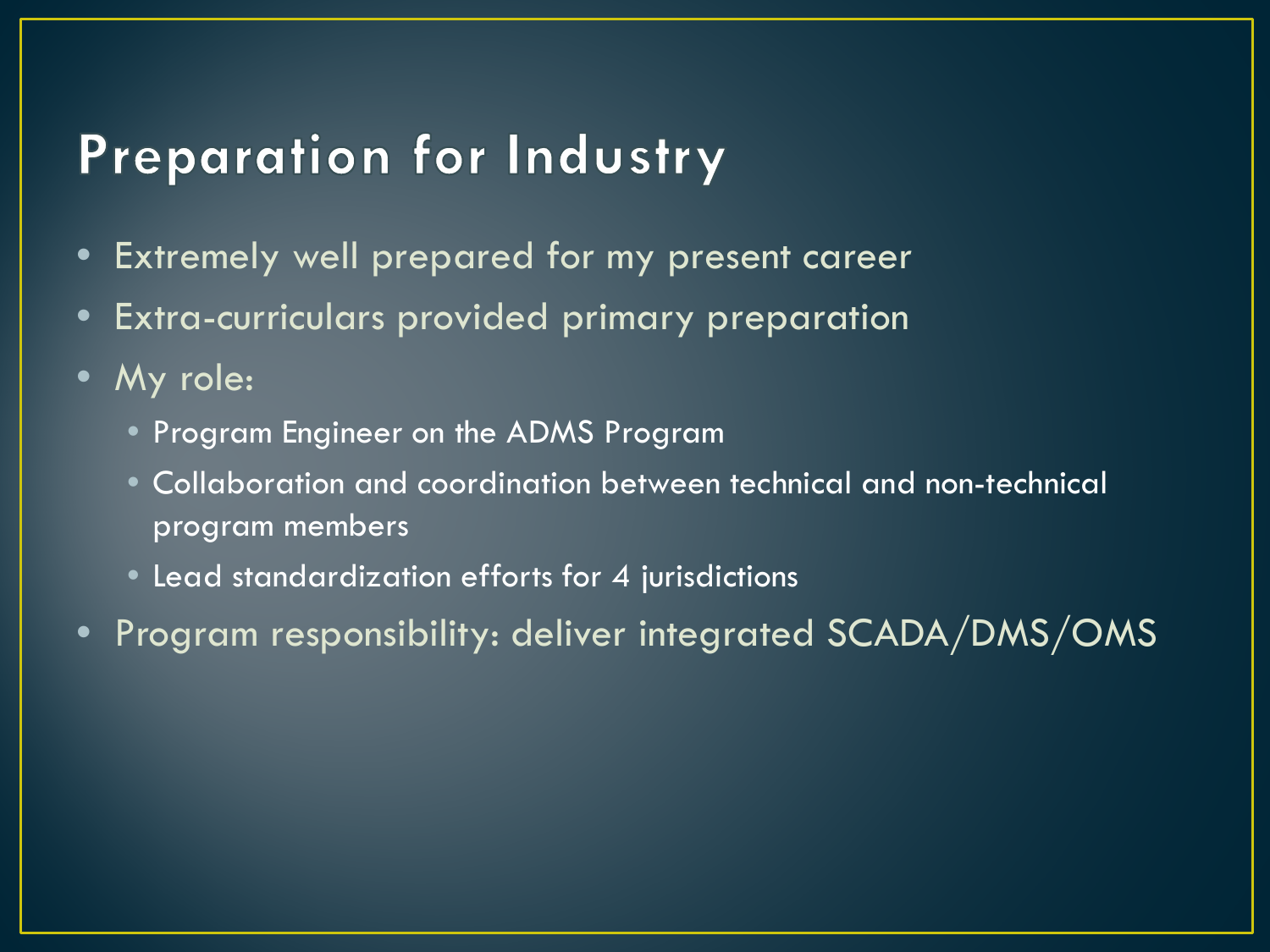# Preparation for Industry

- Extremely well prepared for my present career
- Extra-curriculars provided primary preparation
- My role:
  - Program Engineer on the ADMS Program
  - Collaboration and coordination between technical and non-technical program members
  - Lead standardization efforts for 4 jurisdictions
- Program responsibility: deliver integrated SCADA/DMS/OMS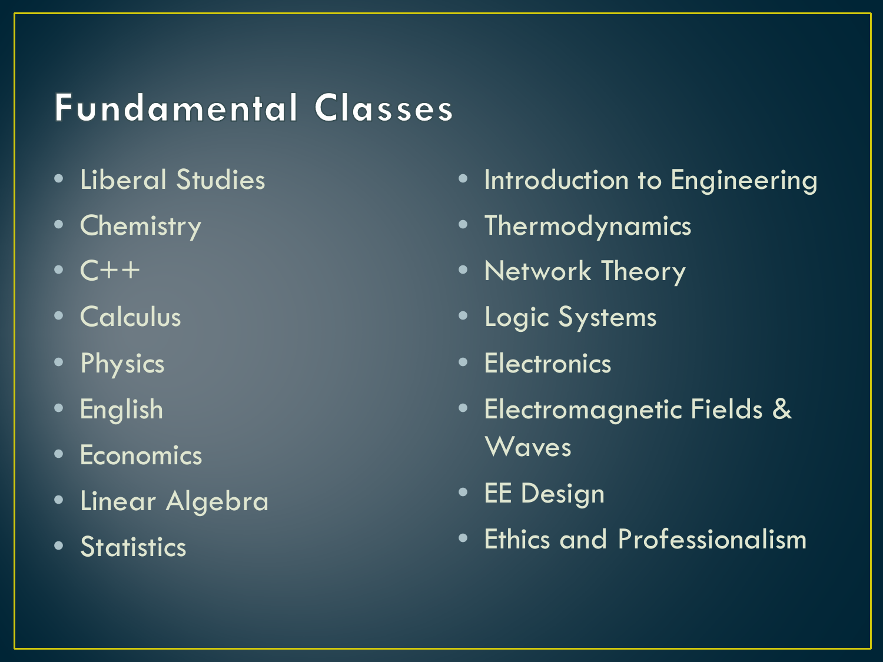# Fundamental Classes

- Liberal Studies
- Chemistry
- C++
- Calculus
- Physics
- English
- Economics
- Linear Algebra
- Statistics
- Introduction to Engineering
- Thermodynamics
- Network Theory
- Logic Systems
- Electronics
- Electromagnetic Fields & Waves
- EE Design
- Ethics and Professionalism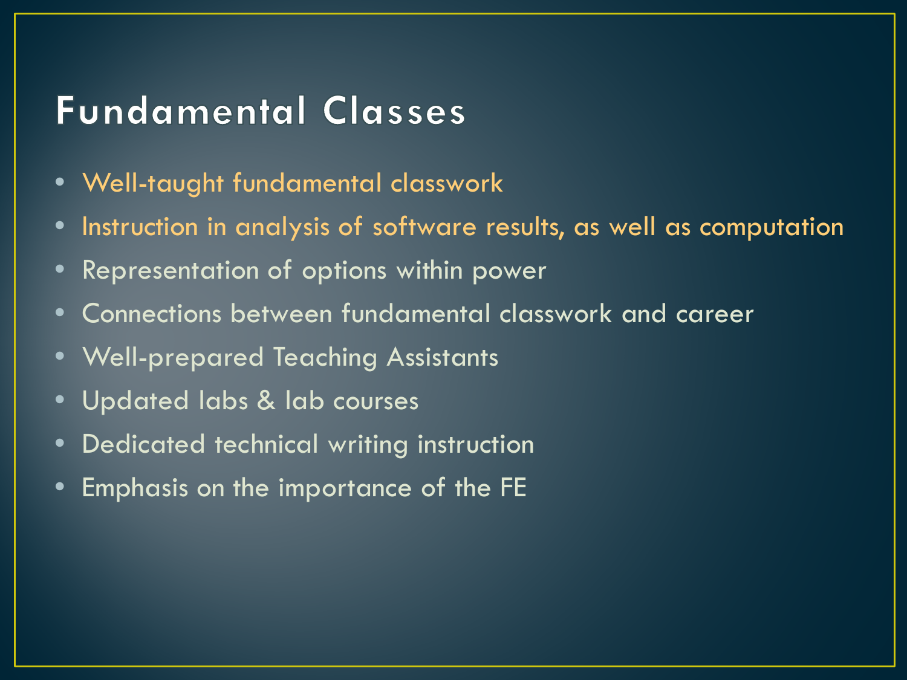# Fundamental Classes

- Well-taught fundamental classwork
- Instruction in analysis of software results, as well as computation
- Representation of options within power
- Connections between fundamental classwork and career
- Well-prepared Teaching Assistants
- Updated labs & lab courses
- Dedicated technical writing instruction
- Emphasis on the importance of the FE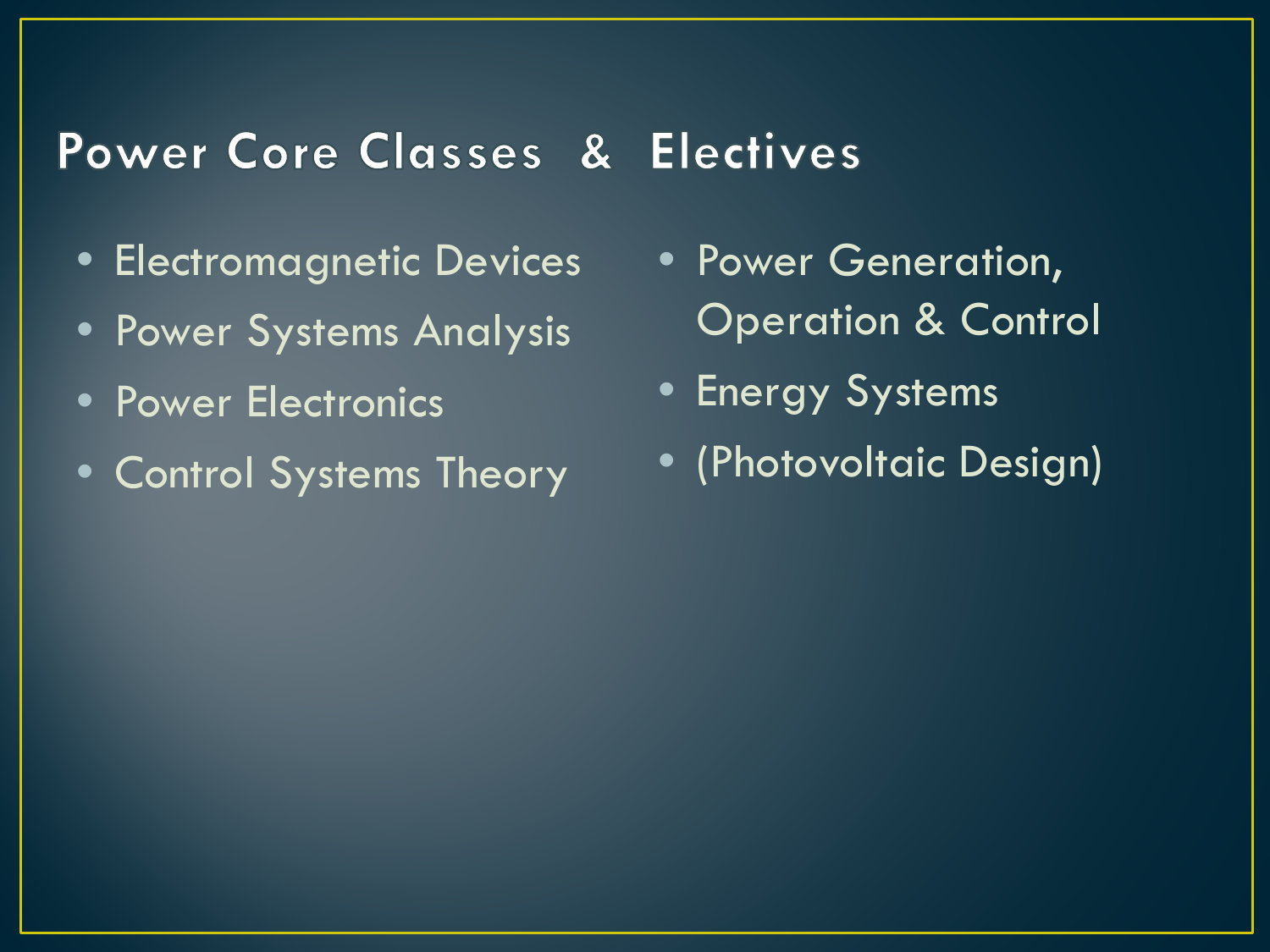# Power Core Classes & Electives

- Electromagnetic Devices
- Power Systems Analysis
- Power Electronics
- Control Systems Theory
- Power Generation, Operation & Control
- Energy Systems
- (Photovoltaic Design)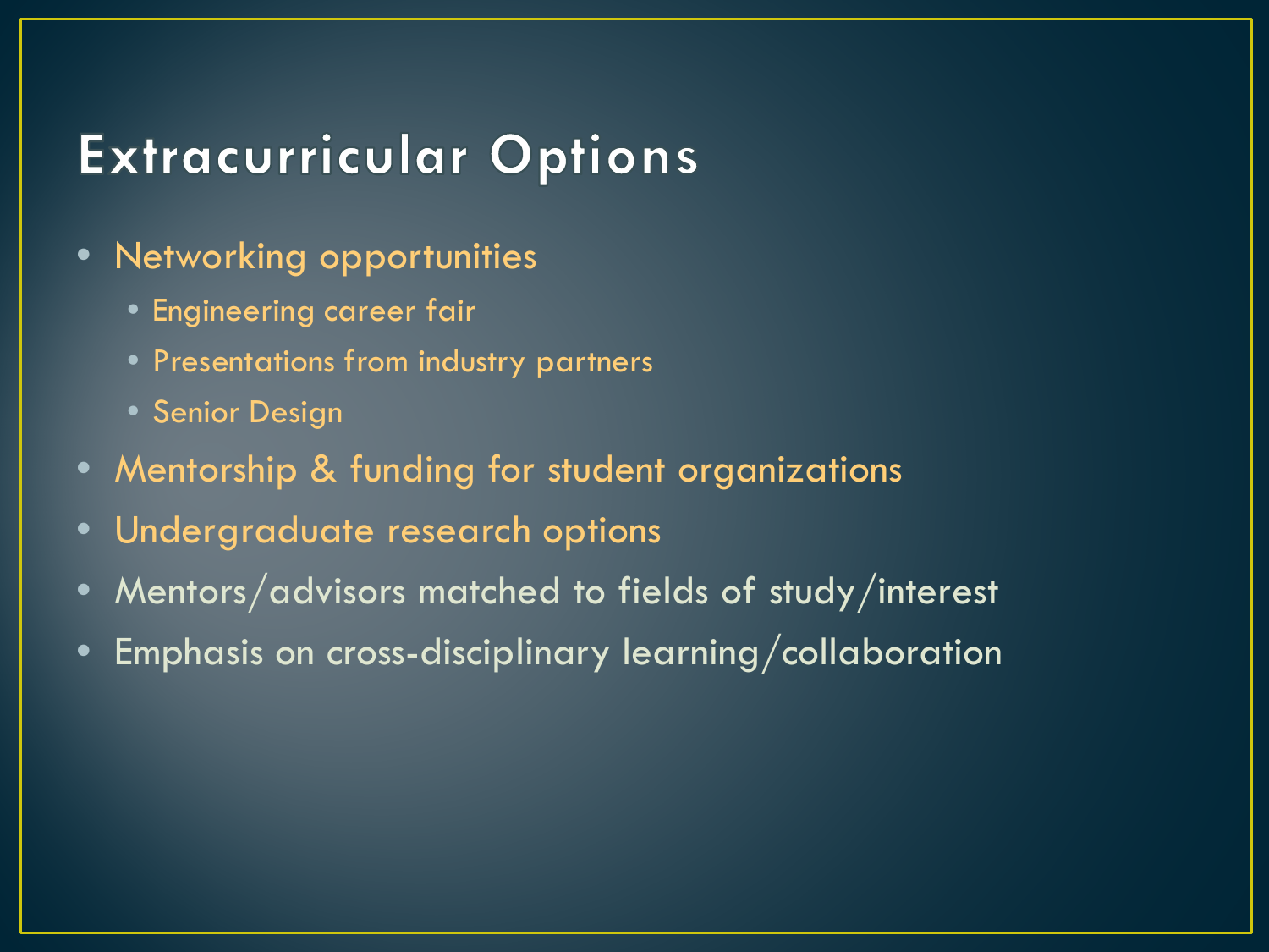# Extracurricular Options

- Networking opportunities
  - Engineering career fair
  - Presentations from industry partners
  - Senior Design
- Mentorship & funding for student organizations
- Undergraduate research options
- Mentors/advisors matched to fields of study/interest
- Emphasis on cross-disciplinary learning/collaboration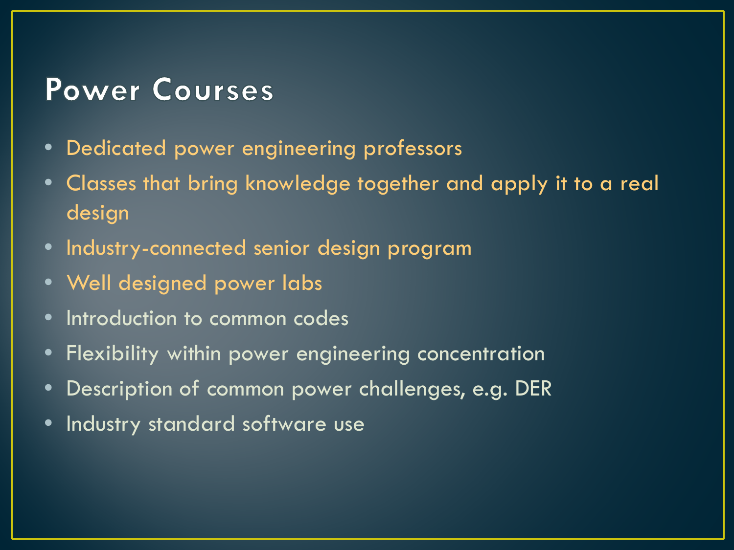# Power Courses

- Dedicated power engineering professors
- Classes that bring knowledge together and apply it to a real design
- Industry-connected senior design program
- Well designed power labs
- Introduction to common codes
- Flexibility within power engineering concentration
- Description of common power challenges, e.g. DER
- Industry standard software use